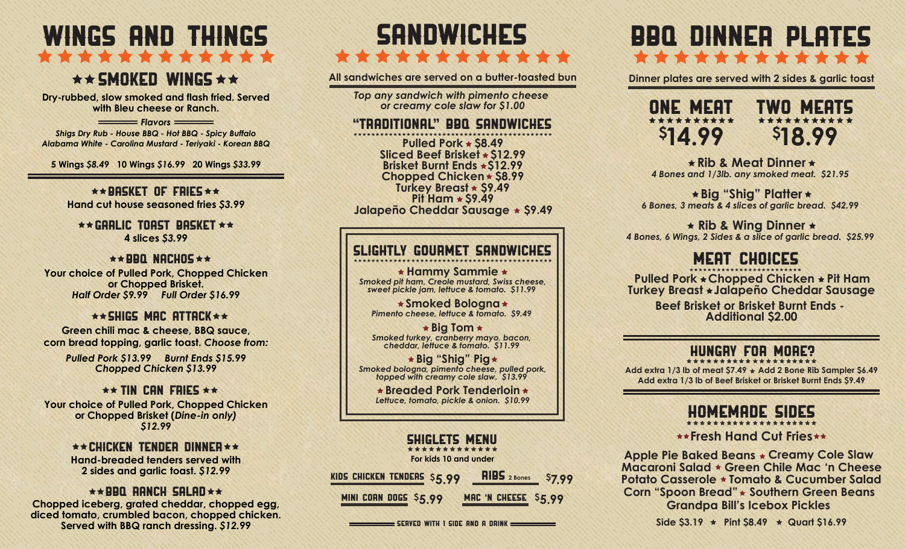# WINGS AND THINGS

## ★★ SMOKED WINGS ★★

Dry-rubbed, slow smoked and flash fried. Served with Bleu cheese or Ranch.

*Flavors*

*Shigs Dry Rub - House BBQ - Hot BBQ - Spicy Buffalo*
*Alabama White - Carolina Mustard - Teriyaki - Korean BBQ*

5 Wings *$8.49* 10 Wings *$16.99* 20 Wings *$33.99*

### ★★ BASKET OF FRIES ★★

Hand cut house seasoned fries *$3.99*

### ★★ GARLIC TOAST BASKET ★★

4 slices *$3.99*

### ★★ BBQ NACHOS ★★

Your choice of Pulled Pork, Chopped Chicken or Chopped Brisket.
*Half Order $9.99* *Full Order $16.99*

### ★★ SHIGS MAC ATTACK ★★

Green chili mac & cheese, BBQ sauce, corn bread topping, garlic toast. *Choose from:*

*Pulled Pork $13.99* *Burnt Ends $15.99*
*Chopped Chicken $13.99*

### ★★ TIN CAN FRIES ★★

Your choice of Pulled Pork, Chopped Chicken or Chopped Brisket (*Dine-in only*)
*$12.99*

### ★★ CHICKEN TENDER DINNER ★★

Hand-breaded tenders served with 2 sides and garlic toast. *$12.99*

### ★★ BBQ RANCH SALAD ★★

Chopped iceberg, grated cheddar, chopped egg, diced tomato, crumbled bacon, chopped chicken. Served with BBQ ranch dressing. *$12.99*

# SANDWICHES

**All sandwiches are served on a butter-toasted bun**

*Top any sandwich with pimento cheese or creamy cole slaw for $1.00*

## "TRADITIONAL" BBQ SANDWICHES

- Pulled Pork ★ $8.49
- Sliced Beef Brisket ★ $12.99
- Brisket Burnt Ends ★ $12.99
- Chopped Chicken ★ $8.99
- Turkey Breast ★ $9.49
- Pit Ham ★ $9.49
- Jalapeño Cheddar Sausage ★ $9.49

## SLIGHTLY GOURMET SANDWICHES

**★ Hammy Sammie ★**
*Smoked pit ham, Creole mustard, Swiss cheese, sweet pickle jam, lettuce & tomato. $11.99*

**★ Smoked Bologna ★**
*Pimento cheese, lettuce & tomato. $9.49*

**★ Big Tom ★**
*Smoked turkey, cranberry mayo, bacon, cheddar, lettuce & tomato. $11.99*

**★ Big "Shig" Pig ★**
*Smoked bologna, pimento cheese, pulled pork, topped with creamy cole slaw. $13.99*

**★ Breaded Pork Tenderloin ★**
*Lettuce, tomato, pickle & onion. $10.99*

## SHIGLETS MENU

For kids 10 and under

- KIDS CHICKEN TENDERS $5.99
- RIBS 2 Bones $7.99
- MINI CORN DOGS $5.99
- MAC 'N CHEESE $5.99

SERVED WITH 1 SIDE AND A DRINK

# BBQ DINNER PLATES

**Dinner plates are served with 2 sides & garlic toast**

| ONE MEAT | TWO MEATS |
|---|---|
| $14.99 | $18.99 |

**★ Rib & Meat Dinner ★**
*4 Bones and 1/3lb. any smoked meat. $21.95*

**★ Big "Shig" Platter ★**
*6 Bones, 3 meats & 4 slices of garlic bread. $42.99*

**★ Rib & Wing Dinner ★**
*4 Bones, 6 Wings, 2 Sides & a slice of garlic bread. $25.99*

## MEAT CHOICES

Pulled Pork ★ Chopped Chicken ★ Pit Ham
Turkey Breast ★ Jalapeño Cheddar Sausage

Beef Brisket or Brisket Burnt Ends - Additional $2.00

## HUNGRY FOR MORE?

Add extra 1/3 lb of meat $7.49 ★ Add 2 Bone Rib Sampler $6.49
Add extra 1/3 lb of Beef Brisket or Brisket Burnt Ends $9.49

## HOMEMADE SIDES

**★★ Fresh Hand Cut Fries ★★**

Apple Pie Baked Beans ★ Creamy Cole Slaw
Macaroni Salad ★ Green Chile Mac 'n Cheese
Potato Casserole ★ Tomato & Cucumber Salad
Corn "Spoon Bread" ★ Southern Green Beans
Grandpa Bill's Icebox Pickles

Side $3.19 ★ Pint $8.49 ★ Quart $16.99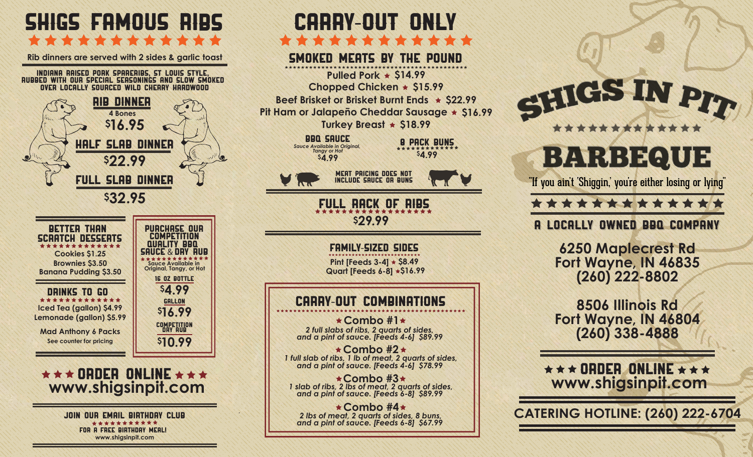# SHIGS FAMOUS RIBS

★★★★★★★★★★★★

**Rib dinners are served with 2 sides & garlic toast**

INDIANA RAISED PORK SPARERIBS, ST LOUIS STYLE, RUBBED WITH OUR SPECIAL SEASONINGS AND SLOW SMOKED OVER LOCALLY SOURCED WILD CHERRY HARDWOOD

## RIB DINNER

4 Bones

**$16.95**

## HALF SLAB DINNER

**$22.99**

## FULL SLAB DINNER

**$32.95**

### BETTER THAN SCRATCH DESSERTS

Cookies $1.25
Brownies $3.50
Banana Pudding $3.50

### DRINKS TO GO

Iced Tea (gallon) $4.99
Lemonade (gallon) $5.99

Mad Anthony 6 Packs
See counter for pricing

### PURCHASE OUR COMPETITION QUALITY BBQ SAUCE & DRY RUB

Sauce Available in Original, Tangy, or Hot

16 OZ BOTTLE
**$4.99**

GALLON
**$16.99**

COMPETITION DRY RUB
**$10.99**

★★★ ORDER ONLINE ★★★
**www.shigsinpit.com**

JOIN OUR EMAIL BIRTHDAY CLUB
FOR A FREE BIRTHDAY MEAL!
www.shigsinpit.com

# CARRY-OUT ONLY

★★★★★★★★★★★★

## SMOKED MEATS BY THE POUND

Pulled Pork ★ $14.99
Chopped Chicken ★ $15.99
Beef Brisket or Brisket Burnt Ends ★ $22.99
Pit Ham or Jalapeño Cheddar Sausage ★ $16.99
Turkey Breast ★ $18.99

**BBQ SAUCE**
*Sauce Available in Original, Tangy or Hot*
$4.99

**8 PACK BUNS**
$4.99

MEAT PRICING DOES NOT INCLUDE SAUCE OR BUNS

## FULL RACK OF RIBS

**$29.99**

## FAMILY-SIZED SIDES

Pint [Feeds 3-4] ★ $8.49
Quart [Feeds 6-8] ★ $16.99

## CARRY-OUT COMBINATIONS

**★ Combo #1 ★**
*2 full slabs of ribs, 2 quarts of sides, and a pint of sauce. [Feeds 4-6] $89.99*

**★ Combo #2 ★**
*1 full slab of ribs, 1 lb of meat, 2 quarts of sides, and a pint of sauce. [Feeds 4-6] $78.99*

**★ Combo #3 ★**
*1 slab of ribs, 2 lbs of meat, 2 quarts of sides, and a pint of sauce. [Feeds 6-8] $89.99*

**★ Combo #4 ★**
*2 lbs of meat, 2 quarts of sides, 8 buns, and a pint of sauce. [Feeds 6-8] $67.99*

# SHIGS IN PIT BARBEQUE

"If you ain't 'Shiggin,' you're either losing or lying"

A LOCALLY OWNED BBQ COMPANY

**6250 Maplecrest Rd**
**Fort Wayne, IN 46835**
**(260) 222-8802**

**8506 Illinois Rd**
**Fort Wayne, IN 46804**
**(260) 338-4888**

★★★ ORDER ONLINE ★★★
**www.shigsinpit.com**

**CATERING HOTLINE: (260) 222-6704**